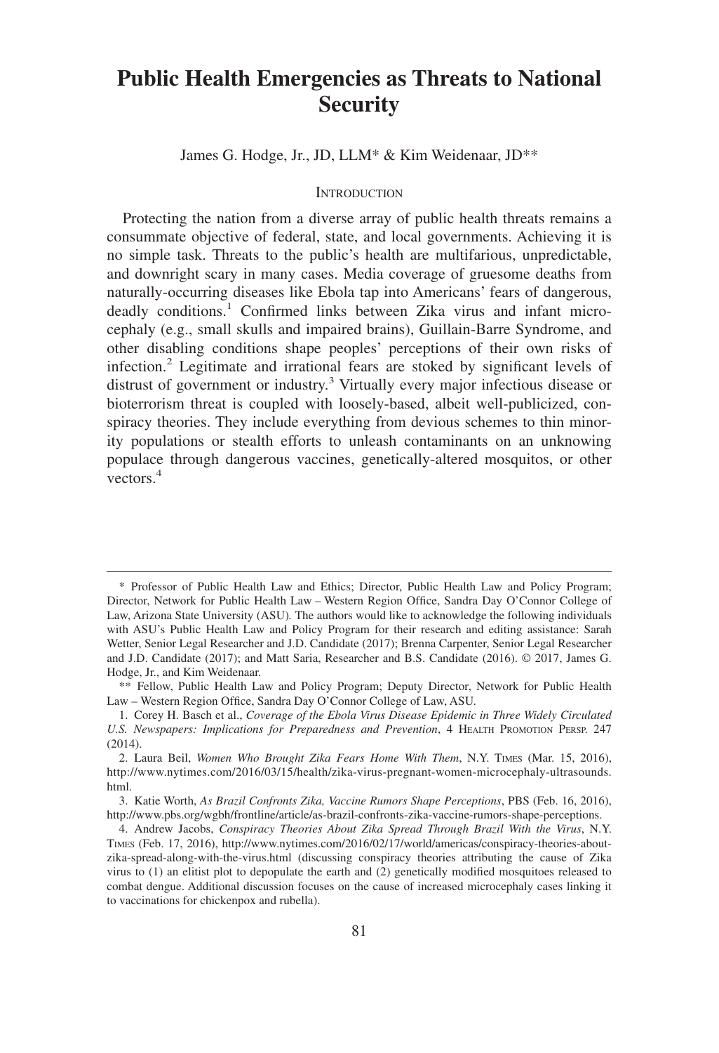# Public Health Emergencies as Threats to National Security

James G. Hodge, Jr., JD, LLM* & Kim Weidenaar, JD**

## Introduction

Protecting the nation from a diverse array of public health threats remains a consummate objective of federal, state, and local governments. Achieving it is no simple task. Threats to the public's health are multifarious, unpredictable, and downright scary in many cases. Media coverage of gruesome deaths from naturally-occurring diseases like Ebola tap into Americans' fears of dangerous, deadly conditions.[1] Confirmed links between Zika virus and infant microcephaly (e.g., small skulls and impaired brains), Guillain-Barre Syndrome, and other disabling conditions shape peoples' perceptions of their own risks of infection.[2] Legitimate and irrational fears are stoked by significant levels of distrust of government or industry.[3] Virtually every major infectious disease or bioterrorism threat is coupled with loosely-based, albeit well-publicized, conspiracy theories. They include everything from devious schemes to thin minority populations or stealth efforts to unleash contaminants on an unknowing populace through dangerous vaccines, genetically-altered mosquitos, or other vectors.[4]

---

\* Professor of Public Health Law and Ethics; Director, Public Health Law and Policy Program; Director, Network for Public Health Law – Western Region Office, Sandra Day O'Connor College of Law, Arizona State University (ASU). The authors would like to acknowledge the following individuals with ASU's Public Health Law and Policy Program for their research and editing assistance: Sarah Wetter, Senior Legal Researcher and J.D. Candidate (2017); Brenna Carpenter, Senior Legal Researcher and J.D. Candidate (2017); and Matt Saria, Researcher and B.S. Candidate (2016). © 2017, James G. Hodge, Jr., and Kim Weidenaar.

\** Fellow, Public Health Law and Policy Program; Deputy Director, Network for Public Health Law – Western Region Office, Sandra Day O'Connor College of Law, ASU.

1. Corey H. Basch et al., *Coverage of the Ebola Virus Disease Epidemic in Three Widely Circulated U.S. Newspapers: Implications for Preparedness and Prevention*, 4 Health Promotion Persp. 247 (2014).

2. Laura Beil, *Women Who Brought Zika Fears Home With Them*, N.Y. Times (Mar. 15, 2016), http://www.nytimes.com/2016/03/15/health/zika-virus-pregnant-women-microcephaly-ultrasounds.html.

3. Katie Worth, *As Brazil Confronts Zika, Vaccine Rumors Shape Perceptions*, PBS (Feb. 16, 2016), http://www.pbs.org/wgbh/frontline/article/as-brazil-confronts-zika-vaccine-rumors-shape-perceptions.

4. Andrew Jacobs, *Conspiracy Theories About Zika Spread Through Brazil With the Virus*, N.Y. Times (Feb. 17, 2016), http://www.nytimes.com/2016/02/17/world/americas/conspiracy-theories-about-zika-spread-along-with-the-virus.html (discussing conspiracy theories attributing the cause of Zika virus to (1) an elitist plot to depopulate the earth and (2) genetically modified mosquitoes released to combat dengue. Additional discussion focuses on the cause of increased microcephaly cases linking it to vaccinations for chickenpox and rubella).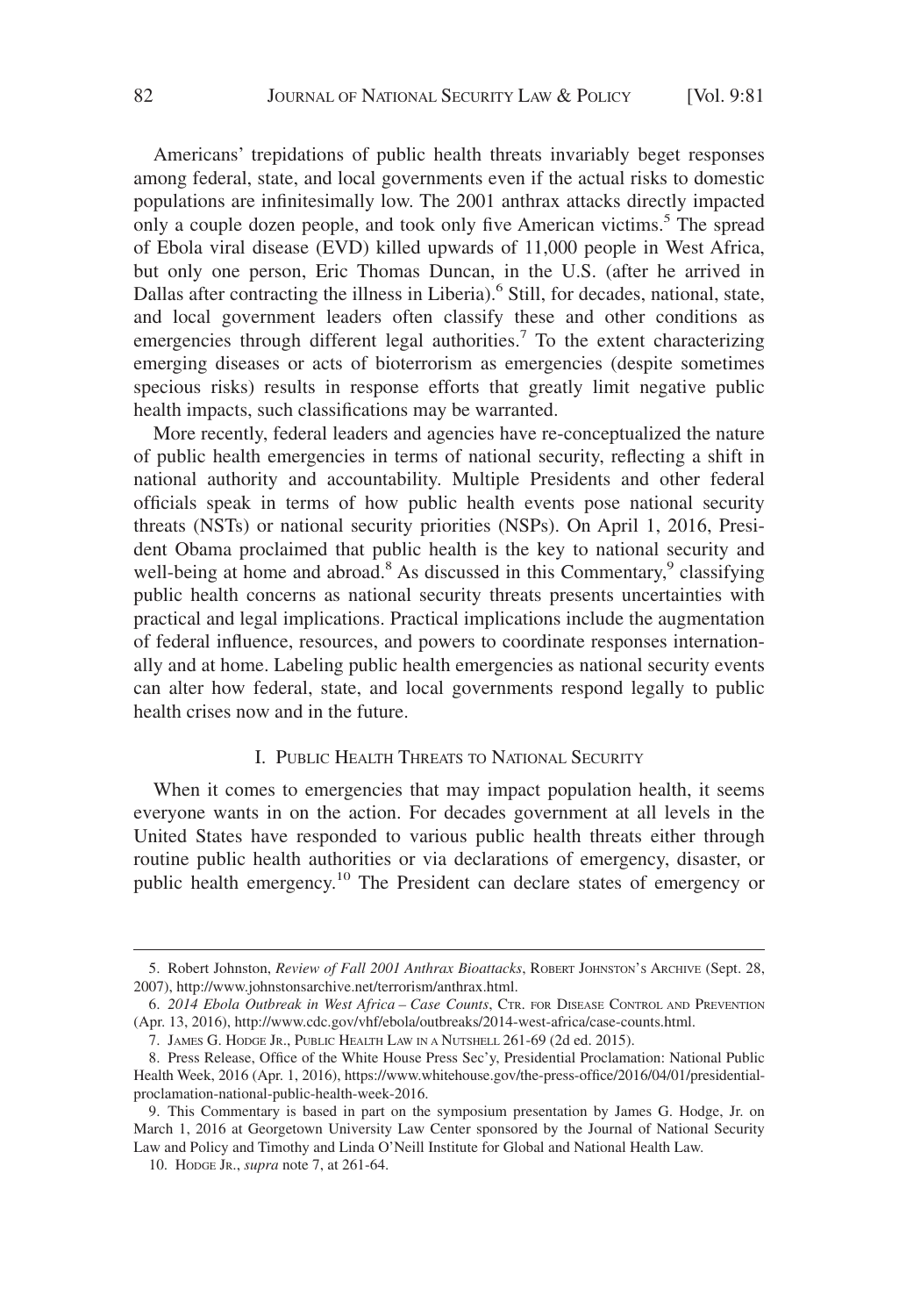Americans' trepidations of public health threats invariably beget responses among federal, state, and local governments even if the actual risks to domestic populations are infinitesimally low. The 2001 anthrax attacks directly impacted only a couple dozen people, and took only five American victims.[5] The spread of Ebola viral disease (EVD) killed upwards of 11,000 people in West Africa, but only one person, Eric Thomas Duncan, in the U.S. (after he arrived in Dallas after contracting the illness in Liberia).[6] Still, for decades, national, state, and local government leaders often classify these and other conditions as emergencies through different legal authorities.[7] To the extent characterizing emerging diseases or acts of bioterrorism as emergencies (despite sometimes specious risks) results in response efforts that greatly limit negative public health impacts, such classifications may be warranted.

More recently, federal leaders and agencies have re-conceptualized the nature of public health emergencies in terms of national security, reflecting a shift in national authority and accountability. Multiple Presidents and other federal officials speak in terms of how public health events pose national security threats (NSTs) or national security priorities (NSPs). On April 1, 2016, President Obama proclaimed that public health is the key to national security and well-being at home and abroad.[8] As discussed in this Commentary,[9] classifying public health concerns as national security threats presents uncertainties with practical and legal implications. Practical implications include the augmentation of federal influence, resources, and powers to coordinate responses internationally and at home. Labeling public health emergencies as national security events can alter how federal, state, and local governments respond legally to public health crises now and in the future.

## I. Public Health Threats to National Security

When it comes to emergencies that may impact population health, it seems everyone wants in on the action. For decades government at all levels in the United States have responded to various public health threats either through routine public health authorities or via declarations of emergency, disaster, or public health emergency.[10] The President can declare states of emergency or

---

5. Robert Johnston, *Review of Fall 2001 Anthrax Bioattacks*, Robert Johnston's Archive (Sept. 28, 2007), http://www.johnstonsarchive.net/terrorism/anthrax.html.

6. *2014 Ebola Outbreak in West Africa – Case Counts*, Ctr. for Disease Control and Prevention (Apr. 13, 2016), http://www.cdc.gov/vhf/ebola/outbreaks/2014-west-africa/case-counts.html.

7. James G. Hodge Jr., Public Health Law in a Nutshell 261-69 (2d ed. 2015).

8. Press Release, Office of the White House Press Sec'y, Presidential Proclamation: National Public Health Week, 2016 (Apr. 1, 2016), https://www.whitehouse.gov/the-press-office/2016/04/01/presidential-proclamation-national-public-health-week-2016.

9. This Commentary is based in part on the symposium presentation by James G. Hodge, Jr. on March 1, 2016 at Georgetown University Law Center sponsored by the Journal of National Security Law and Policy and Timothy and Linda O'Neill Institute for Global and National Health Law.

10. Hodge Jr., *supra* note 7, at 261-64.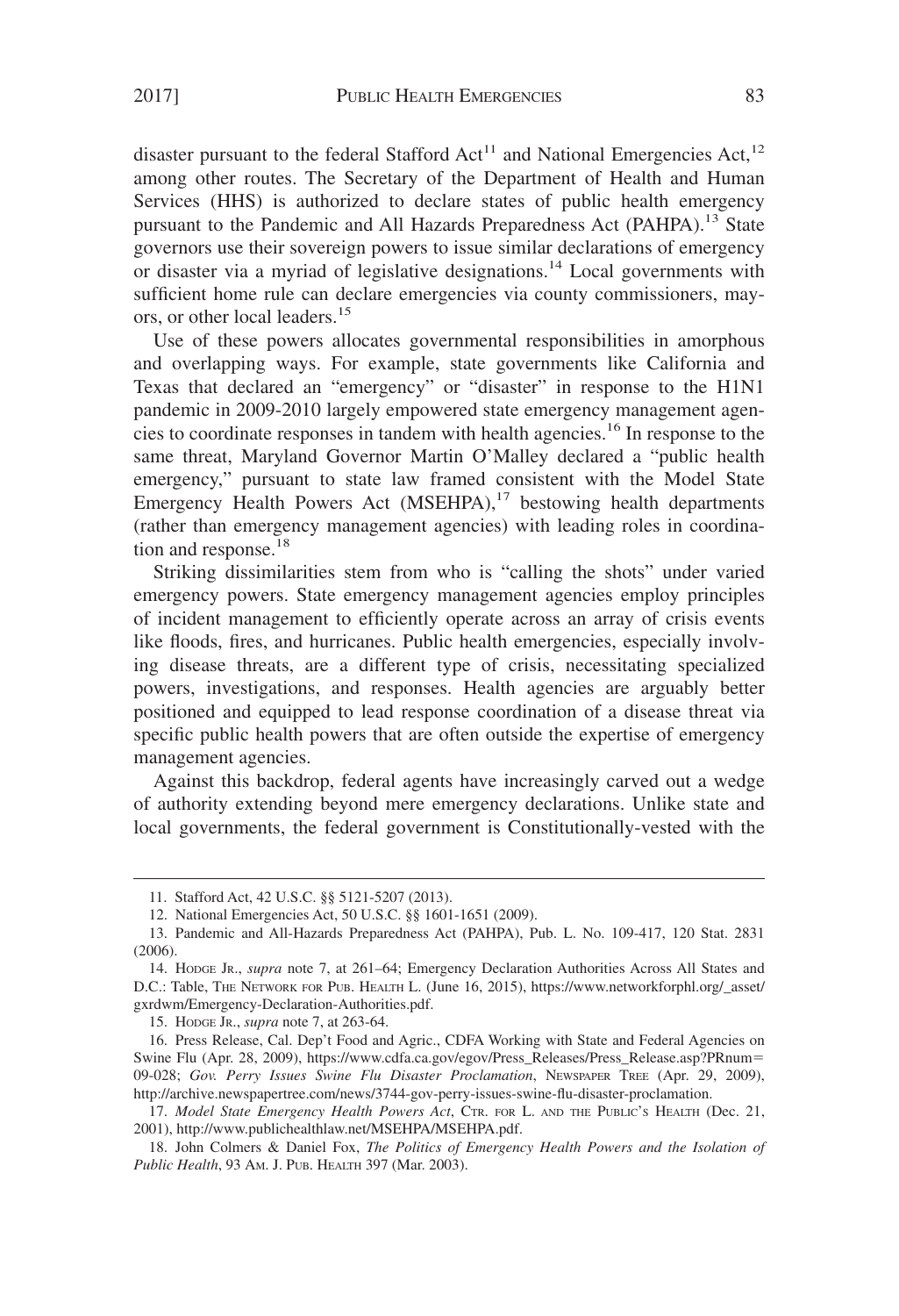disaster pursuant to the federal Stafford Act[11] and National Emergencies Act,[12] among other routes. The Secretary of the Department of Health and Human Services (HHS) is authorized to declare states of public health emergency pursuant to the Pandemic and All Hazards Preparedness Act (PAHPA).[13] State governors use their sovereign powers to issue similar declarations of emergency or disaster via a myriad of legislative designations.[14] Local governments with sufficient home rule can declare emergencies via county commissioners, mayors, or other local leaders.[15]

Use of these powers allocates governmental responsibilities in amorphous and overlapping ways. For example, state governments like California and Texas that declared an "emergency" or "disaster" in response to the H1N1 pandemic in 2009-2010 largely empowered state emergency management agencies to coordinate responses in tandem with health agencies.[16] In response to the same threat, Maryland Governor Martin O'Malley declared a "public health emergency," pursuant to state law framed consistent with the Model State Emergency Health Powers Act (MSEHPA),[17] bestowing health departments (rather than emergency management agencies) with leading roles in coordination and response.[18]

Striking dissimilarities stem from who is "calling the shots" under varied emergency powers. State emergency management agencies employ principles of incident management to efficiently operate across an array of crisis events like floods, fires, and hurricanes. Public health emergencies, especially involving disease threats, are a different type of crisis, necessitating specialized powers, investigations, and responses. Health agencies are arguably better positioned and equipped to lead response coordination of a disease threat via specific public health powers that are often outside the expertise of emergency management agencies.

Against this backdrop, federal agents have increasingly carved out a wedge of authority extending beyond mere emergency declarations. Unlike state and local governments, the federal government is Constitutionally-vested with the

---

11. Stafford Act, 42 U.S.C. §§ 5121-5207 (2013).

12. National Emergencies Act, 50 U.S.C. §§ 1601-1651 (2009).

13. Pandemic and All-Hazards Preparedness Act (PAHPA), Pub. L. No. 109-417, 120 Stat. 2831 (2006).

14. HODGE JR., *supra* note 7, at 261–64; Emergency Declaration Authorities Across All States and D.C.: Table, THE NETWORK FOR PUB. HEALTH L. (June 16, 2015), https://www.networkforphl.org/_asset/gxrdwm/Emergency-Declaration-Authorities.pdf.

15. HODGE JR., *supra* note 7, at 263-64.

16. Press Release, Cal. Dep't Food and Agric., CDFA Working with State and Federal Agencies on Swine Flu (Apr. 28, 2009), https://www.cdfa.ca.gov/egov/Press_Releases/Press_Release.asp?PRnum=09-028; *Gov. Perry Issues Swine Flu Disaster Proclamation*, NEWSPAPER TREE (Apr. 29, 2009), http://archive.newspapertree.com/news/3744-gov-perry-issues-swine-flu-disaster-proclamation.

17. *Model State Emergency Health Powers Act*, CTR. FOR L. AND THE PUBLIC'S HEALTH (Dec. 21, 2001), http://www.publichealthlaw.net/MSEHPA/MSEHPA.pdf.

18. John Colmers & Daniel Fox, *The Politics of Emergency Health Powers and the Isolation of Public Health*, 93 AM. J. PUB. HEALTH 397 (Mar. 2003).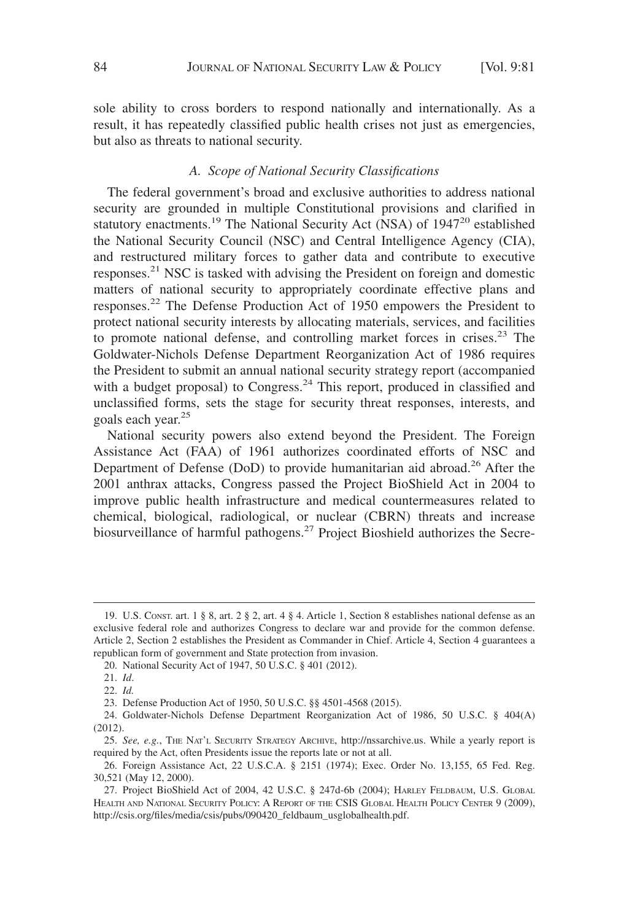sole ability to cross borders to respond nationally and internationally. As a result, it has repeatedly classified public health crises not just as emergencies, but also as threats to national security.

### *A. Scope of National Security Classifications*

The federal government's broad and exclusive authorities to address national security are grounded in multiple Constitutional provisions and clarified in statutory enactments.[19] The National Security Act (NSA) of 1947[20] established the National Security Council (NSC) and Central Intelligence Agency (CIA), and restructured military forces to gather data and contribute to executive responses.[21] NSC is tasked with advising the President on foreign and domestic matters of national security to appropriately coordinate effective plans and responses.[22] The Defense Production Act of 1950 empowers the President to protect national security interests by allocating materials, services, and facilities to promote national defense, and controlling market forces in crises.[23] The Goldwater-Nichols Defense Department Reorganization Act of 1986 requires the President to submit an annual national security strategy report (accompanied with a budget proposal) to Congress.[24] This report, produced in classified and unclassified forms, sets the stage for security threat responses, interests, and goals each year.[25]

National security powers also extend beyond the President. The Foreign Assistance Act (FAA) of 1961 authorizes coordinated efforts of NSC and Department of Defense (DoD) to provide humanitarian aid abroad.[26] After the 2001 anthrax attacks, Congress passed the Project BioShield Act in 2004 to improve public health infrastructure and medical countermeasures related to chemical, biological, radiological, or nuclear (CBRN) threats and increase biosurveillance of harmful pathogens.[27] Project Bioshield authorizes the Secre-

---

19. U.S. Const. art. 1 § 8, art. 2 § 2, art. 4 § 4. Article 1, Section 8 establishes national defense as an exclusive federal role and authorizes Congress to declare war and provide for the common defense. Article 2, Section 2 establishes the President as Commander in Chief. Article 4, Section 4 guarantees a republican form of government and State protection from invasion.

20. National Security Act of 1947, 50 U.S.C. § 401 (2012).

21. *Id*.

22. *Id.*

23. Defense Production Act of 1950, 50 U.S.C. §§ 4501-4568 (2015).

24. Goldwater-Nichols Defense Department Reorganization Act of 1986, 50 U.S.C. § 404(A) (2012).

25. *See, e.g.*, The Nat'l Security Strategy Archive, http://nssarchive.us. While a yearly report is required by the Act, often Presidents issue the reports late or not at all.

26. Foreign Assistance Act, 22 U.S.C.A. § 2151 (1974); Exec. Order No. 13,155, 65 Fed. Reg. 30,521 (May 12, 2000).

27. Project BioShield Act of 2004, 42 U.S.C. § 247d-6b (2004); Harley Feldbaum, U.S. Global Health and National Security Policy: A Report of the CSIS Global Health Policy Center 9 (2009), http://csis.org/files/media/csis/pubs/090420_feldbaum_usglobalhealth.pdf.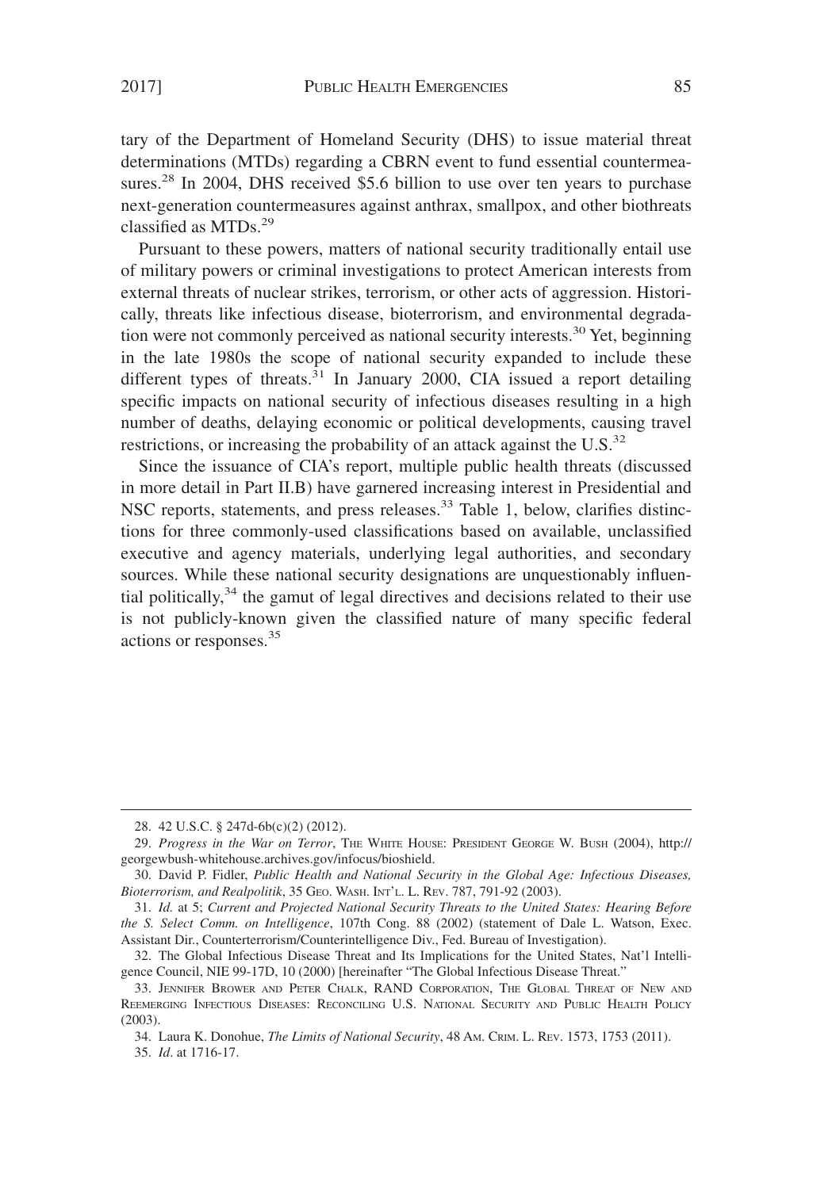tary of the Department of Homeland Security (DHS) to issue material threat determinations (MTDs) regarding a CBRN event to fund essential countermeasures.[28] In 2004, DHS received $5.6 billion to use over ten years to purchase next-generation countermeasures against anthrax, smallpox, and other biothreats classified as MTDs.[29]

Pursuant to these powers, matters of national security traditionally entail use of military powers or criminal investigations to protect American interests from external threats of nuclear strikes, terrorism, or other acts of aggression. Historically, threats like infectious disease, bioterrorism, and environmental degradation were not commonly perceived as national security interests.[30] Yet, beginning in the late 1980s the scope of national security expanded to include these different types of threats.[31] In January 2000, CIA issued a report detailing specific impacts on national security of infectious diseases resulting in a high number of deaths, delaying economic or political developments, causing travel restrictions, or increasing the probability of an attack against the U.S.[32]

Since the issuance of CIA's report, multiple public health threats (discussed in more detail in Part II.B) have garnered increasing interest in Presidential and NSC reports, statements, and press releases.[33] Table 1, below, clarifies distinctions for three commonly-used classifications based on available, unclassified executive and agency materials, underlying legal authorities, and secondary sources. While these national security designations are unquestionably influential politically,[34] the gamut of legal directives and decisions related to their use is not publicly-known given the classified nature of many specific federal actions or responses.[35]

---

28. 42 U.S.C. § 247d-6b(c)(2) (2012).

29. *Progress in the War on Terror*, The White House: President George W. Bush (2004), http://georgewbush-whitehouse.archives.gov/infocus/bioshield.

30. David P. Fidler, *Public Health and National Security in the Global Age: Infectious Diseases, Bioterrorism, and Realpolitik*, 35 Geo. Wash. Int'l. L. Rev. 787, 791-92 (2003).

31. *Id.* at 5; *Current and Projected National Security Threats to the United States: Hearing Before the S. Select Comm. on Intelligence*, 107th Cong. 88 (2002) (statement of Dale L. Watson, Exec. Assistant Dir., Counterterrorism/Counterintelligence Div., Fed. Bureau of Investigation).

32. The Global Infectious Disease Threat and Its Implications for the United States, Nat'l Intelligence Council, NIE 99-17D, 10 (2000) [hereinafter "The Global Infectious Disease Threat."

33. Jennifer Brower and Peter Chalk, RAND Corporation, The Global Threat of New and Reemerging Infectious Diseases: Reconciling U.S. National Security and Public Health Policy (2003).

34. Laura K. Donohue, *The Limits of National Security*, 48 Am. Crim. L. Rev. 1573, 1753 (2011).

35. *Id*. at 1716-17.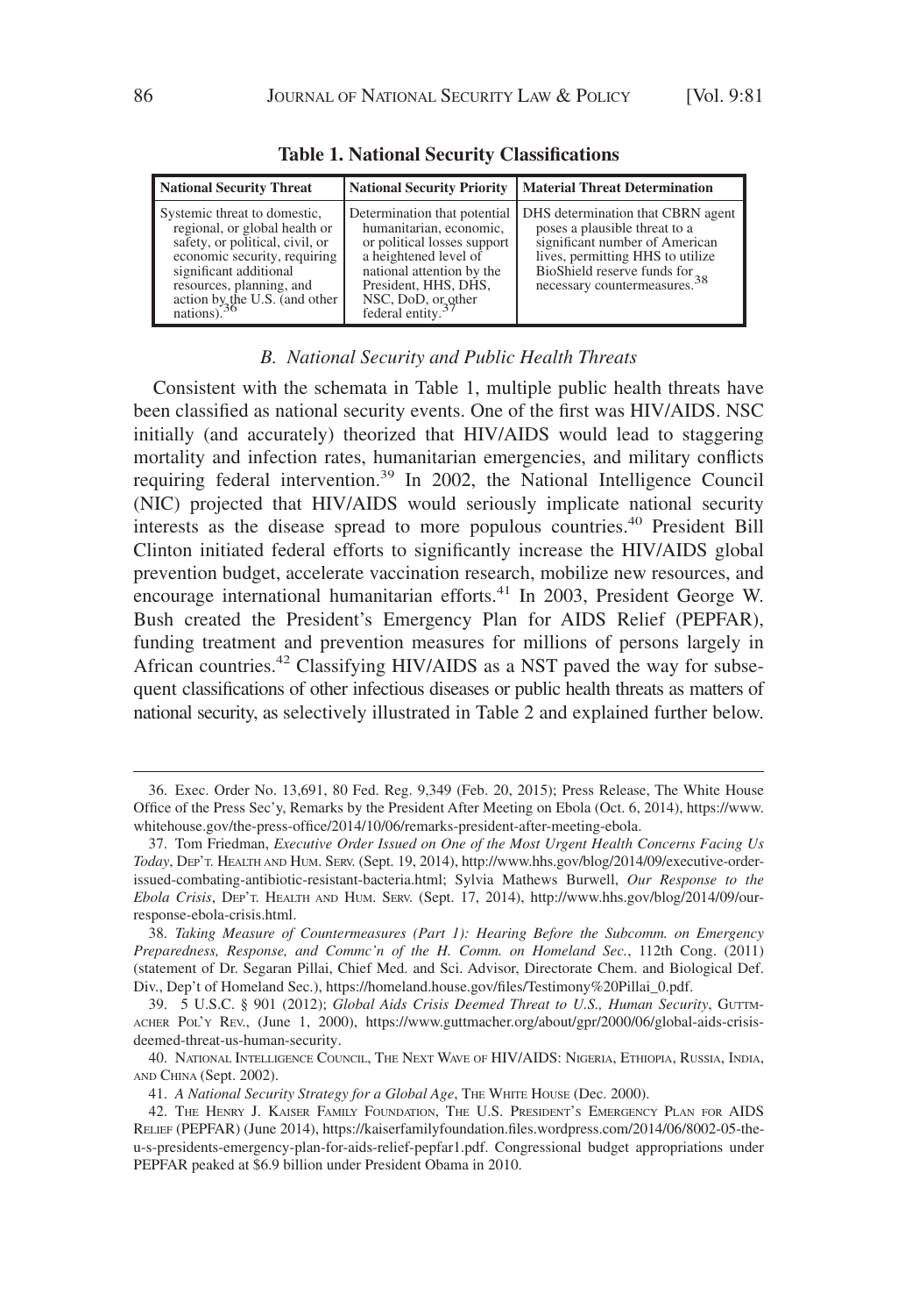**Table 1. National Security Classifications**

| National Security Threat | National Security Priority | Material Threat Determination |
|---|---|---|
| Systemic threat to domestic, regional, or global health or safety, or political, civil, or economic security, requiring significant additional resources, planning, and action by the U.S. (and other nations).[36] | Determination that potential humanitarian, economic, or political losses support a heightened level of national attention by the President, HHS, DHS, NSC, DoD, or other federal entity.[37] | DHS determination that CBRN agent poses a plausible threat to a significant number of American lives, permitting HHS to utilize BioShield reserve funds for necessary countermeasures.[38] |

### *B. National Security and Public Health Threats*

Consistent with the schemata in Table 1, multiple public health threats have been classified as national security events. One of the first was HIV/AIDS. NSC initially (and accurately) theorized that HIV/AIDS would lead to staggering mortality and infection rates, humanitarian emergencies, and military conflicts requiring federal intervention.[39] In 2002, the National Intelligence Council (NIC) projected that HIV/AIDS would seriously implicate national security interests as the disease spread to more populous countries.[40] President Bill Clinton initiated federal efforts to significantly increase the HIV/AIDS global prevention budget, accelerate vaccination research, mobilize new resources, and encourage international humanitarian efforts.[41] In 2003, President George W. Bush created the President's Emergency Plan for AIDS Relief (PEPFAR), funding treatment and prevention measures for millions of persons largely in African countries.[42] Classifying HIV/AIDS as a NST paved the way for subsequent classifications of other infectious diseases or public health threats as matters of national security, as selectively illustrated in Table 2 and explained further below.

---

36. Exec. Order No. 13,691, 80 Fed. Reg. 9,349 (Feb. 20, 2015); Press Release, The White House Office of the Press Sec'y, Remarks by the President After Meeting on Ebola (Oct. 6, 2014), https://www.whitehouse.gov/the-press-office/2014/10/06/remarks-president-after-meeting-ebola.

37. Tom Friedman, *Executive Order Issued on One of the Most Urgent Health Concerns Facing Us Today*, DEP'T. HEALTH AND HUM. SERV. (Sept. 19, 2014), http://www.hhs.gov/blog/2014/09/executive-order-issued-combating-antibiotic-resistant-bacteria.html; Sylvia Mathews Burwell, *Our Response to the Ebola Crisis*, DEP'T. HEALTH AND HUM. SERV. (Sept. 17, 2014), http://www.hhs.gov/blog/2014/09/our-response-ebola-crisis.html.

38. *Taking Measure of Countermeasures (Part 1): Hearing Before the Subcomm. on Emergency Preparedness, Response, and Commc'n of the H. Comm. on Homeland Sec.*, 112th Cong. (2011) (statement of Dr. Segaran Pillai, Chief Med. and Sci. Advisor, Directorate Chem. and Biological Def. Div., Dep't of Homeland Sec.), https://homeland.house.gov/files/Testimony%20Pillai_0.pdf.

39. 5 U.S.C. § 901 (2012); *Global Aids Crisis Deemed Threat to U.S., Human Security*, GUTTMACHER POL'Y REV., (June 1, 2000), https://www.guttmacher.org/about/gpr/2000/06/global-aids-crisis-deemed-threat-us-human-security.

40. NATIONAL INTELLIGENCE COUNCIL, THE NEXT WAVE OF HIV/AIDS: NIGERIA, ETHIOPIA, RUSSIA, INDIA, AND CHINA (Sept. 2002).

41. *A National Security Strategy for a Global Age*, THE WHITE HOUSE (Dec. 2000).

42. THE HENRY J. KAISER FAMILY FOUNDATION, THE U.S. PRESIDENT'S EMERGENCY PLAN FOR AIDS RELIEF (PEPFAR) (June 2014), https://kaiserfamilyfoundation.files.wordpress.com/2014/06/8002-05-the-u-s-presidents-emergency-plan-for-aids-relief-pepfar1.pdf. Congressional budget appropriations under PEPFAR peaked at $6.9 billion under President Obama in 2010.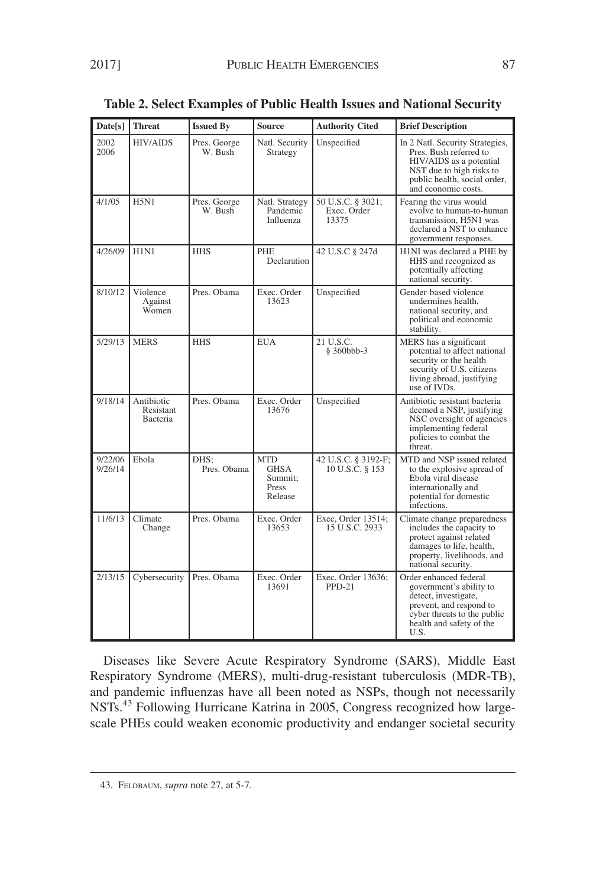**Table 2. Select Examples of Public Health Issues and National Security**

| Date[s] | Threat | Issued By | Source | Authority Cited | Brief Description |
|---|---|---|---|---|---|
| 2002 2006 | HIV/AIDS | Pres. George W. Bush | Natl. Security Strategy | Unspecified | In 2 Natl. Security Strategies, Pres. Bush referred to HIV/AIDS as a potential NST due to high risks to public health, social order, and economic costs. |
| 4/1/05 | H5N1 | Pres. George W. Bush | Natl. Strategy Pandemic Influenza | 50 U.S.C. § 3021; Exec. Order 13375 | Fearing the virus would evolve to human-to-human transmission, H5N1 was declared a NST to enhance government responses. |
| 4/26/09 | H1N1 | HHS | PHE Declaration | 42 U.S.C § 247d | H1NI was declared a PHE by HHS and recognized as potentially affecting national security. |
| 8/10/12 | Violence Against Women | Pres. Obama | Exec. Order 13623 | Unspecified | Gender-based violence undermines health, national security, and political and economic stability. |
| 5/29/13 | MERS | HHS | EUA | 21 U.S.C. § 360bbb-3 | MERS has a significant potential to affect national security or the health security of U.S. citizens living abroad, justifying use of IVDs. |
| 9/18/14 | Antibiotic Resistant Bacteria | Pres. Obama | Exec. Order 13676 | Unspecified | Antibiotic resistant bacteria deemed a NSP, justifying NSC oversight of agencies implementing federal policies to combat the threat. |
| 9/22/06 9/26/14 | Ebola | DHS; Pres. Obama | MTD GHSA Summit; Press Release | 42 U.S.C. § 3192-F; 10 U.S.C. § 153 | MTD and NSP issued related to the explosive spread of Ebola viral disease internationally and potential for domestic infections. |
| 11/6/13 | Climate Change | Pres. Obama | Exec. Order 13653 | Exec, Order 13514; 15 U.S.C. 2933 | Climate change preparedness includes the capacity to protect against related damages to life, health, property, livelihoods, and national security. |
| 2/13/15 | Cybersecurity | Pres. Obama | Exec. Order 13691 | Exec. Order 13636; PPD-21 | Order enhanced federal government's ability to detect, investigate, prevent, and respond to cyber threats to the public health and safety of the U.S. |

Diseases like Severe Acute Respiratory Syndrome (SARS), Middle East Respiratory Syndrome (MERS), multi-drug-resistant tuberculosis (MDR-TB), and pandemic influenzas have all been noted as NSPs, though not necessarily NSTs.[43] Following Hurricane Katrina in 2005, Congress recognized how large-scale PHEs could weaken economic productivity and endanger societal security

43. FELDBAUM, *supra* note 27, at 5-7.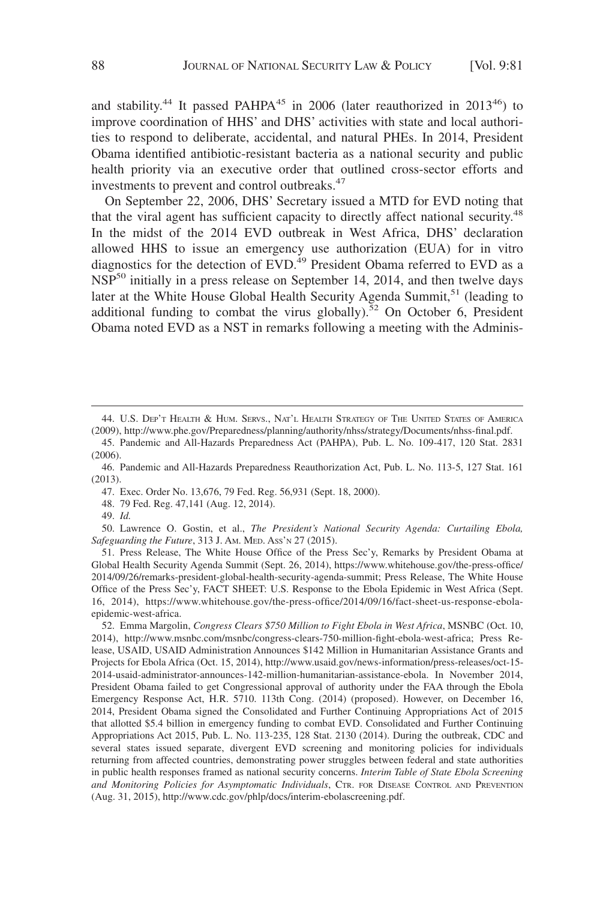and stability.[44] It passed PAHPA[45] in 2006 (later reauthorized in 2013[46]) to improve coordination of HHS' and DHS' activities with state and local authorities to respond to deliberate, accidental, and natural PHEs. In 2014, President Obama identified antibiotic-resistant bacteria as a national security and public health priority via an executive order that outlined cross-sector efforts and investments to prevent and control outbreaks.[47]

On September 22, 2006, DHS' Secretary issued a MTD for EVD noting that that the viral agent has sufficient capacity to directly affect national security.[48] In the midst of the 2014 EVD outbreak in West Africa, DHS' declaration allowed HHS to issue an emergency use authorization (EUA) for in vitro diagnostics for the detection of EVD.[49] President Obama referred to EVD as a NSP[50] initially in a press release on September 14, 2014, and then twelve days later at the White House Global Health Security Agenda Summit,[51] (leading to additional funding to combat the virus globally).[52] On October 6, President Obama noted EVD as a NST in remarks following a meeting with the Adminis-

---

44. U.S. DEP'T HEALTH & HUM. SERVS., NAT'L HEALTH STRATEGY OF THE UNITED STATES OF AMERICA (2009), http://www.phe.gov/Preparedness/planning/authority/nhss/strategy/Documents/nhss-final.pdf.

45. Pandemic and All-Hazards Preparedness Act (PAHPA), Pub. L. No. 109-417, 120 Stat. 2831 (2006).

46. Pandemic and All-Hazards Preparedness Reauthorization Act, Pub. L. No. 113-5, 127 Stat. 161 (2013).

47. Exec. Order No. 13,676, 79 Fed. Reg. 56,931 (Sept. 18, 2000).

48. 79 Fed. Reg. 47,141 (Aug. 12, 2014).

49. *Id.*

50. Lawrence O. Gostin, et al., *The President's National Security Agenda: Curtailing Ebola, Safeguarding the Future*, 313 J. AM. MED. ASS'N 27 (2015).

51. Press Release, The White House Office of the Press Sec'y, Remarks by President Obama at Global Health Security Agenda Summit (Sept. 26, 2014), https://www.whitehouse.gov/the-press-office/2014/09/26/remarks-president-global-health-security-agenda-summit; Press Release, The White House Office of the Press Sec'y, FACT SHEET: U.S. Response to the Ebola Epidemic in West Africa (Sept. 16, 2014), https://www.whitehouse.gov/the-press-office/2014/09/16/fact-sheet-us-response-ebola-epidemic-west-africa.

52. Emma Margolin, *Congress Clears $750 Million to Fight Ebola in West Africa*, MSNBC (Oct. 10, 2014), http://www.msnbc.com/msnbc/congress-clears-750-million-fight-ebola-west-africa; Press Release, USAID, USAID Administration Announces $142 Million in Humanitarian Assistance Grants and Projects for Ebola Africa (Oct. 15, 2014), http://www.usaid.gov/news-information/press-releases/oct-15-2014-usaid-administrator-announces-142-million-humanitarian-assistance-ebola. In November 2014, President Obama failed to get Congressional approval of authority under the FAA through the Ebola Emergency Response Act, H.R. 5710. 113th Cong. (2014) (proposed). However, on December 16, 2014, President Obama signed the Consolidated and Further Continuing Appropriations Act of 2015 that allotted $5.4 billion in emergency funding to combat EVD. Consolidated and Further Continuing Appropriations Act 2015, Pub. L. No. 113-235, 128 Stat. 2130 (2014). During the outbreak, CDC and several states issued separate, divergent EVD screening and monitoring policies for individuals returning from affected countries, demonstrating power struggles between federal and state authorities in public health responses framed as national security concerns. *Interim Table of State Ebola Screening and Monitoring Policies for Asymptomatic Individuals*, CTR. FOR DISEASE CONTROL AND PREVENTION (Aug. 31, 2015), http://www.cdc.gov/phlp/docs/interim-ebolascreening.pdf.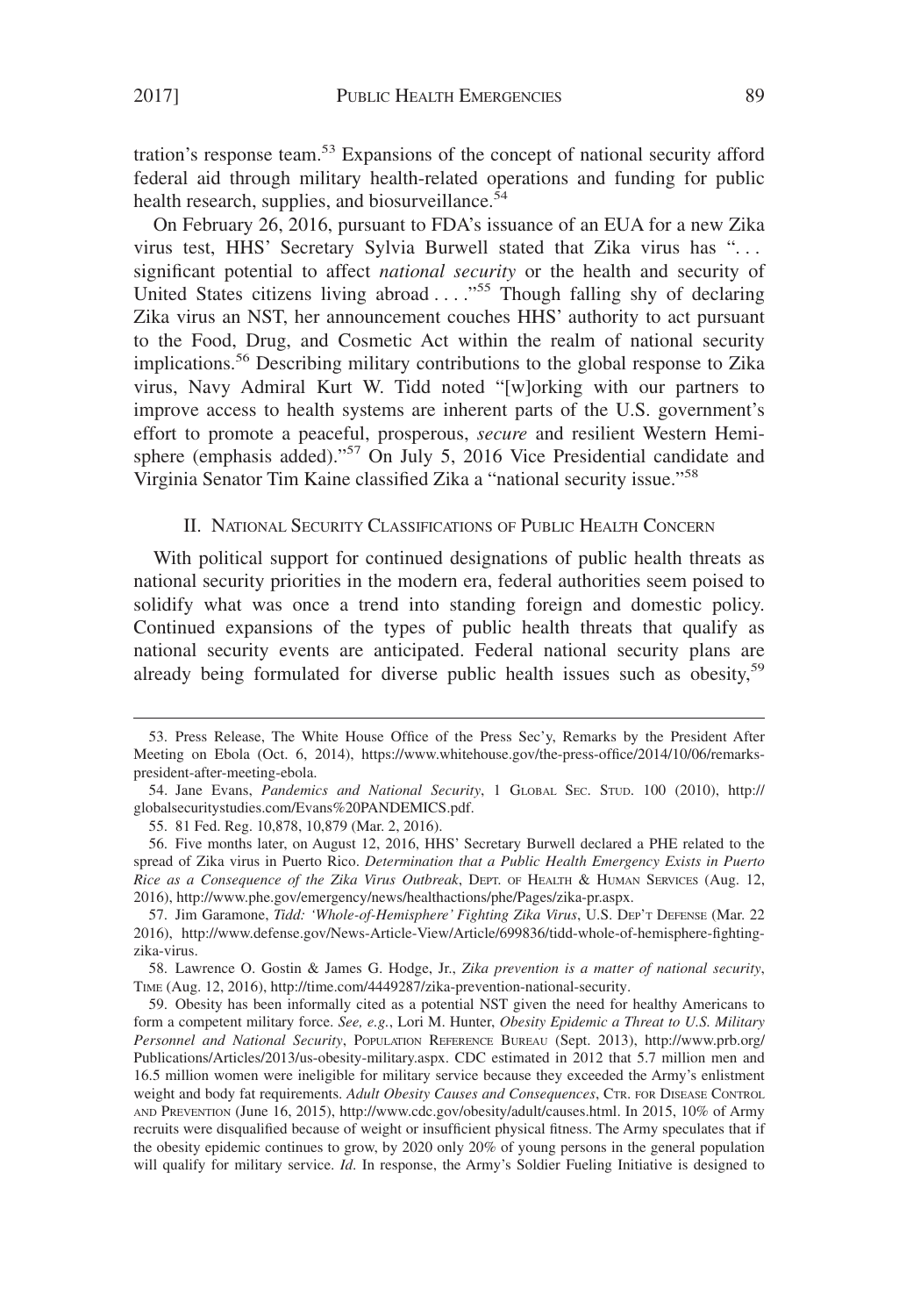tration's response team.[53] Expansions of the concept of national security afford federal aid through military health-related operations and funding for public health research, supplies, and biosurveillance.[54]

On February 26, 2016, pursuant to FDA's issuance of an EUA for a new Zika virus test, HHS' Secretary Sylvia Burwell stated that Zika virus has ". . . significant potential to affect *national security* or the health and security of United States citizens living abroad . . . ."[55] Though falling shy of declaring Zika virus an NST, her announcement couches HHS' authority to act pursuant to the Food, Drug, and Cosmetic Act within the realm of national security implications.[56] Describing military contributions to the global response to Zika virus, Navy Admiral Kurt W. Tidd noted "[w]orking with our partners to improve access to health systems are inherent parts of the U.S. government's effort to promote a peaceful, prosperous, *secure* and resilient Western Hemisphere (emphasis added)."[57] On July 5, 2016 Vice Presidential candidate and Virginia Senator Tim Kaine classified Zika a "national security issue."[58]

## II. National Security Classifications of Public Health Concern

With political support for continued designations of public health threats as national security priorities in the modern era, federal authorities seem poised to solidify what was once a trend into standing foreign and domestic policy. Continued expansions of the types of public health threats that qualify as national security events are anticipated. Federal national security plans are already being formulated for diverse public health issues such as obesity,[59]

---

53. Press Release, The White House Office of the Press Sec'y, Remarks by the President After Meeting on Ebola (Oct. 6, 2014), https://www.whitehouse.gov/the-press-office/2014/10/06/remarks-president-after-meeting-ebola.

54. Jane Evans, *Pandemics and National Security*, 1 Global Sec. Stud. 100 (2010), http://globalsecuritystudies.com/Evans%20PANDEMICS.pdf.

55. 81 Fed. Reg. 10,878, 10,879 (Mar. 2, 2016).

56. Five months later, on August 12, 2016, HHS' Secretary Burwell declared a PHE related to the spread of Zika virus in Puerto Rico. *Determination that a Public Health Emergency Exists in Puerto Rice as a Consequence of the Zika Virus Outbreak*, Dept. of Health & Human Services (Aug. 12, 2016), http://www.phe.gov/emergency/news/healthactions/phe/Pages/zika-pr.aspx.

57. Jim Garamone, *Tidd: 'Whole-of-Hemisphere' Fighting Zika Virus*, U.S. Dep't Defense (Mar. 22 2016), http://www.defense.gov/News-Article-View/Article/699836/tidd-whole-of-hemisphere-fighting-zika-virus.

58. Lawrence O. Gostin & James G. Hodge, Jr., *Zika prevention is a matter of national security*, Time (Aug. 12, 2016), http://time.com/4449287/zika-prevention-national-security.

59. Obesity has been informally cited as a potential NST given the need for healthy Americans to form a competent military force. *See, e.g.*, Lori M. Hunter, *Obesity Epidemic a Threat to U.S. Military Personnel and National Security*, Population Reference Bureau (Sept. 2013), http://www.prb.org/Publications/Articles/2013/us-obesity-military.aspx. CDC estimated in 2012 that 5.7 million men and 16.5 million women were ineligible for military service because they exceeded the Army's enlistment weight and body fat requirements. *Adult Obesity Causes and Consequences*, Ctr. for Disease Control and Prevention (June 16, 2015), http://www.cdc.gov/obesity/adult/causes.html. In 2015, 10% of Army recruits were disqualified because of weight or insufficient physical fitness. The Army speculates that if the obesity epidemic continues to grow, by 2020 only 20% of young persons in the general population will qualify for military service. *Id*. In response, the Army's Soldier Fueling Initiative is designed to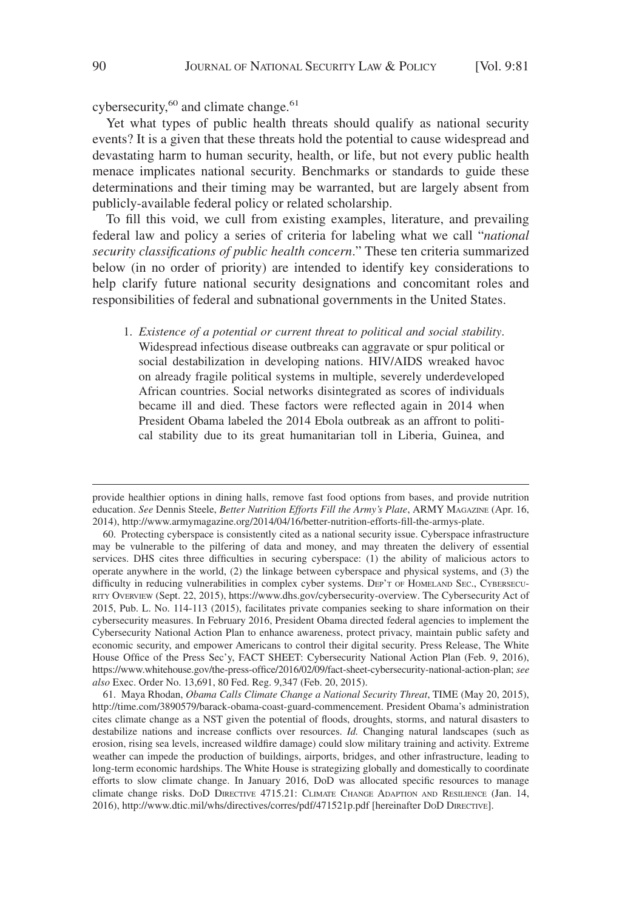cybersecurity,[60] and climate change.[61]

Yet what types of public health threats should qualify as national security events? It is a given that these threats hold the potential to cause widespread and devastating harm to human security, health, or life, but not every public health menace implicates national security. Benchmarks or standards to guide these determinations and their timing may be warranted, but are largely absent from publicly-available federal policy or related scholarship.

To fill this void, we cull from existing examples, literature, and prevailing federal law and policy a series of criteria for labeling what we call "*national security classifications of public health concern*." These ten criteria summarized below (in no order of priority) are intended to identify key considerations to help clarify future national security designations and concomitant roles and responsibilities of federal and subnational governments in the United States.

1. *Existence of a potential or current threat to political and social stability*. Widespread infectious disease outbreaks can aggravate or spur political or social destabilization in developing nations. HIV/AIDS wreaked havoc on already fragile political systems in multiple, severely underdeveloped African countries. Social networks disintegrated as scores of individuals became ill and died. These factors were reflected again in 2014 when President Obama labeled the 2014 Ebola outbreak as an affront to political stability due to its great humanitarian toll in Liberia, Guinea, and

---

provide healthier options in dining halls, remove fast food options from bases, and provide nutrition education. *See* Dennis Steele, *Better Nutrition Efforts Fill the Army's Plate*, ARMY MAGAZINE (Apr. 16, 2014), http://www.armymagazine.org/2014/04/16/better-nutrition-efforts-fill-the-armys-plate.

60. Protecting cyberspace is consistently cited as a national security issue. Cyberspace infrastructure may be vulnerable to the pilfering of data and money, and may threaten the delivery of essential services. DHS cites three difficulties in securing cyberspace: (1) the ability of malicious actors to operate anywhere in the world, (2) the linkage between cyberspace and physical systems, and (3) the difficulty in reducing vulnerabilities in complex cyber systems. DEP'T OF HOMELAND SEC., CYBERSECURITY OVERVIEW (Sept. 22, 2015), https://www.dhs.gov/cybersecurity-overview. The Cybersecurity Act of 2015, Pub. L. No. 114-113 (2015), facilitates private companies seeking to share information on their cybersecurity measures. In February 2016, President Obama directed federal agencies to implement the Cybersecurity National Action Plan to enhance awareness, protect privacy, maintain public safety and economic security, and empower Americans to control their digital security. Press Release, The White House Office of the Press Sec'y, FACT SHEET: Cybersecurity National Action Plan (Feb. 9, 2016), https://www.whitehouse.gov/the-press-office/2016/02/09/fact-sheet-cybersecurity-national-action-plan; *see also* Exec. Order No. 13,691, 80 Fed. Reg. 9,347 (Feb. 20, 2015).

61. Maya Rhodan, *Obama Calls Climate Change a National Security Threat*, TIME (May 20, 2015), http://time.com/3890579/barack-obama-coast-guard-commencement. President Obama's administration cites climate change as a NST given the potential of floods, droughts, storms, and natural disasters to destabilize nations and increase conflicts over resources. *Id.* Changing natural landscapes (such as erosion, rising sea levels, increased wildfire damage) could slow military training and activity. Extreme weather can impede the production of buildings, airports, bridges, and other infrastructure, leading to long-term economic hardships. The White House is strategizing globally and domestically to coordinate efforts to slow climate change. In January 2016, DoD was allocated specific resources to manage climate change risks. DOD DIRECTIVE 4715.21: CLIMATE CHANGE ADAPTION AND RESILIENCE (Jan. 14, 2016), http://www.dtic.mil/whs/directives/corres/pdf/471521p.pdf [hereinafter DOD DIRECTIVE].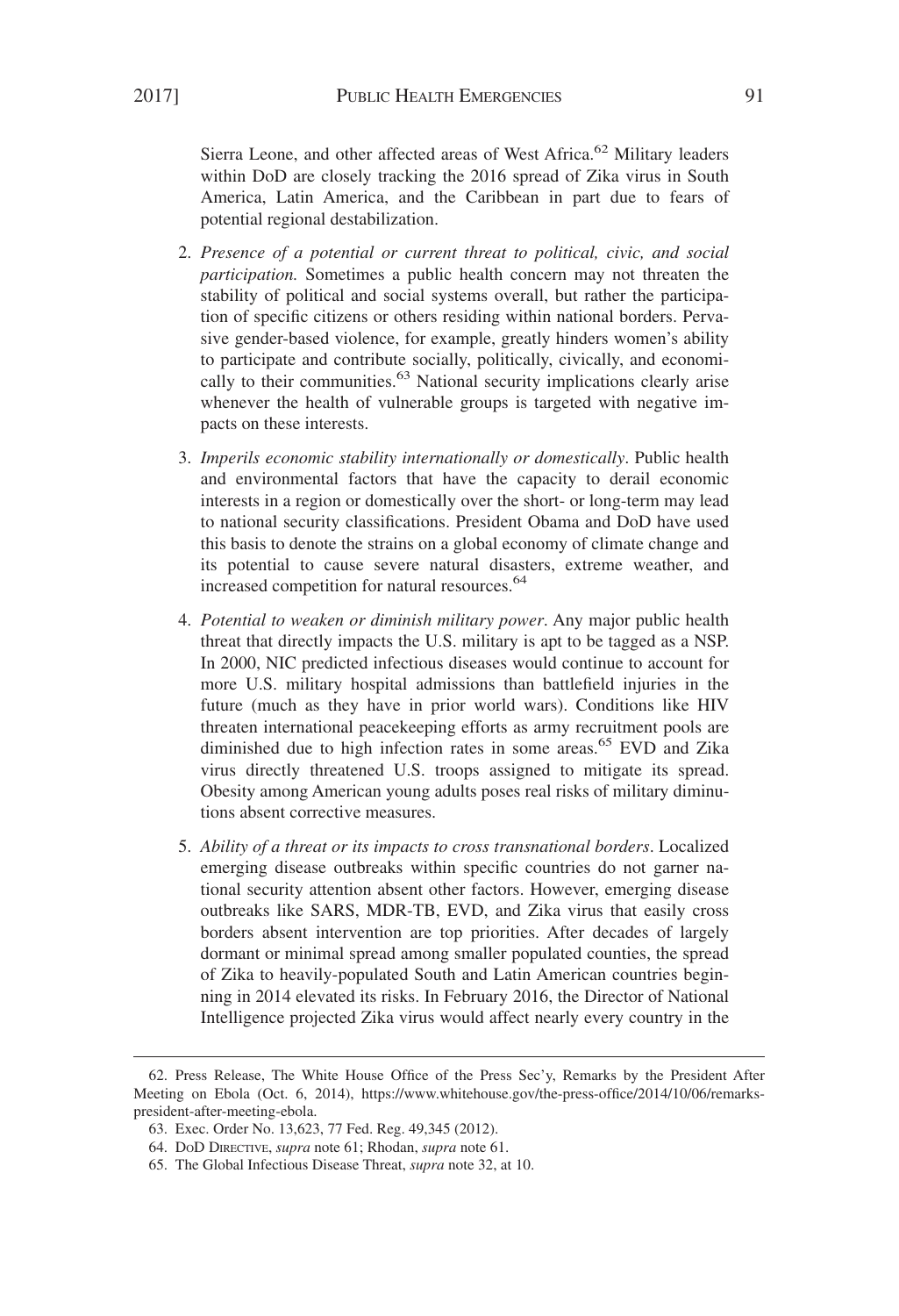Sierra Leone, and other affected areas of West Africa.[62] Military leaders within DoD are closely tracking the 2016 spread of Zika virus in South America, Latin America, and the Caribbean in part due to fears of potential regional destabilization.

2. *Presence of a potential or current threat to political, civic, and social participation.* Sometimes a public health concern may not threaten the stability of political and social systems overall, but rather the participation of specific citizens or others residing within national borders. Pervasive gender-based violence, for example, greatly hinders women's ability to participate and contribute socially, politically, civically, and economically to their communities.[63] National security implications clearly arise whenever the health of vulnerable groups is targeted with negative impacts on these interests.

3. *Imperils economic stability internationally or domestically*. Public health and environmental factors that have the capacity to derail economic interests in a region or domestically over the short- or long-term may lead to national security classifications. President Obama and DoD have used this basis to denote the strains on a global economy of climate change and its potential to cause severe natural disasters, extreme weather, and increased competition for natural resources.[64]

4. *Potential to weaken or diminish military power*. Any major public health threat that directly impacts the U.S. military is apt to be tagged as a NSP. In 2000, NIC predicted infectious diseases would continue to account for more U.S. military hospital admissions than battlefield injuries in the future (much as they have in prior world wars). Conditions like HIV threaten international peacekeeping efforts as army recruitment pools are diminished due to high infection rates in some areas.[65] EVD and Zika virus directly threatened U.S. troops assigned to mitigate its spread. Obesity among American young adults poses real risks of military diminutions absent corrective measures.

5. *Ability of a threat or its impacts to cross transnational borders*. Localized emerging disease outbreaks within specific countries do not garner national security attention absent other factors. However, emerging disease outbreaks like SARS, MDR-TB, EVD, and Zika virus that easily cross borders absent intervention are top priorities. After decades of largely dormant or minimal spread among smaller populated counties, the spread of Zika to heavily-populated South and Latin American countries beginning in 2014 elevated its risks. In February 2016, the Director of National Intelligence projected Zika virus would affect nearly every country in the

---

62. Press Release, The White House Office of the Press Sec'y, Remarks by the President After Meeting on Ebola (Oct. 6, 2014), https://www.whitehouse.gov/the-press-office/2014/10/06/remarks-president-after-meeting-ebola.

63. Exec. Order No. 13,623, 77 Fed. Reg. 49,345 (2012).

64. DoD Directive, *supra* note 61; Rhodan, *supra* note 61.

65. The Global Infectious Disease Threat, *supra* note 32, at 10.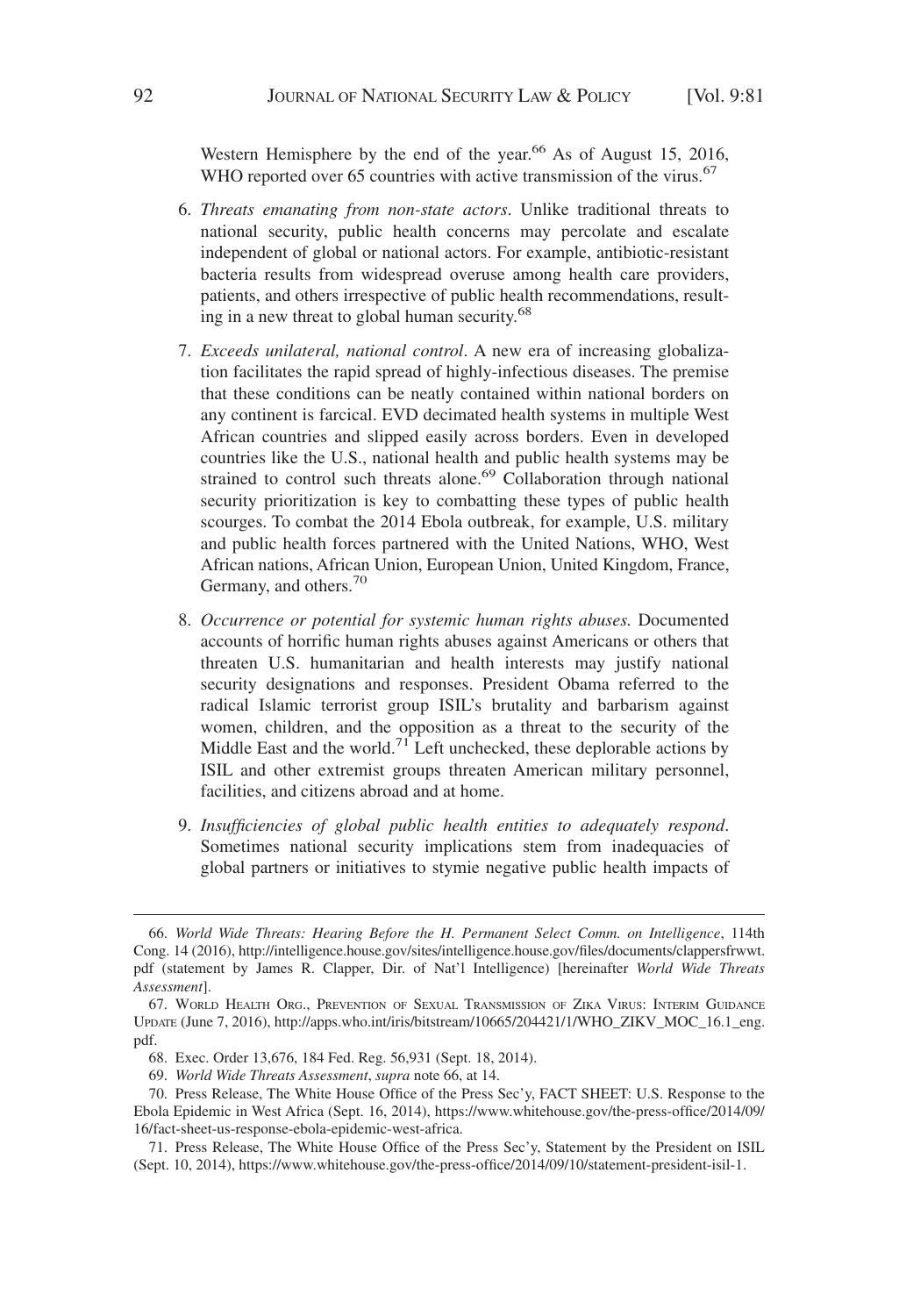Western Hemisphere by the end of the year.[66] As of August 15, 2016, WHO reported over 65 countries with active transmission of the virus.[67]

6. *Threats emanating from non-state actors*. Unlike traditional threats to national security, public health concerns may percolate and escalate independent of global or national actors. For example, antibiotic-resistant bacteria results from widespread overuse among health care providers, patients, and others irrespective of public health recommendations, resulting in a new threat to global human security.[68]

7. *Exceeds unilateral, national control*. A new era of increasing globalization facilitates the rapid spread of highly-infectious diseases. The premise that these conditions can be neatly contained within national borders on any continent is farcical. EVD decimated health systems in multiple West African countries and slipped easily across borders. Even in developed countries like the U.S., national health and public health systems may be strained to control such threats alone.[69] Collaboration through national security prioritization is key to combatting these types of public health scourges. To combat the 2014 Ebola outbreak, for example, U.S. military and public health forces partnered with the United Nations, WHO, West African nations, African Union, European Union, United Kingdom, France, Germany, and others.[70]

8. *Occurrence or potential for systemic human rights abuses.* Documented accounts of horrific human rights abuses against Americans or others that threaten U.S. humanitarian and health interests may justify national security designations and responses. President Obama referred to the radical Islamic terrorist group ISIL's brutality and barbarism against women, children, and the opposition as a threat to the security of the Middle East and the world.[71] Left unchecked, these deplorable actions by ISIL and other extremist groups threaten American military personnel, facilities, and citizens abroad and at home.

9. *Insufficiencies of global public health entities to adequately respond*. Sometimes national security implications stem from inadequacies of global partners or initiatives to stymie negative public health impacts of

---

66. *World Wide Threats: Hearing Before the H. Permanent Select Comm. on Intelligence*, 114th Cong. 14 (2016), http://intelligence.house.gov/sites/intelligence.house.gov/files/documents/clappersfrwwt.pdf (statement by James R. Clapper, Dir. of Nat'l Intelligence) [hereinafter *World Wide Threats Assessment*].

67. World Health Org., Prevention of Sexual Transmission of Zika Virus: Interim Guidance Update (June 7, 2016), http://apps.who.int/iris/bitstream/10665/204421/1/WHO_ZIKV_MOC_16.1_eng.pdf.

68. Exec. Order 13,676, 184 Fed. Reg. 56,931 (Sept. 18, 2014).

69. *World Wide Threats Assessment*, *supra* note 66, at 14.

70. Press Release, The White House Office of the Press Sec'y, FACT SHEET: U.S. Response to the Ebola Epidemic in West Africa (Sept. 16, 2014), https://www.whitehouse.gov/the-press-office/2014/09/16/fact-sheet-us-response-ebola-epidemic-west-africa.

71. Press Release, The White House Office of the Press Sec'y, Statement by the President on ISIL (Sept. 10, 2014), https://www.whitehouse.gov/the-press-office/2014/09/10/statement-president-isil-1.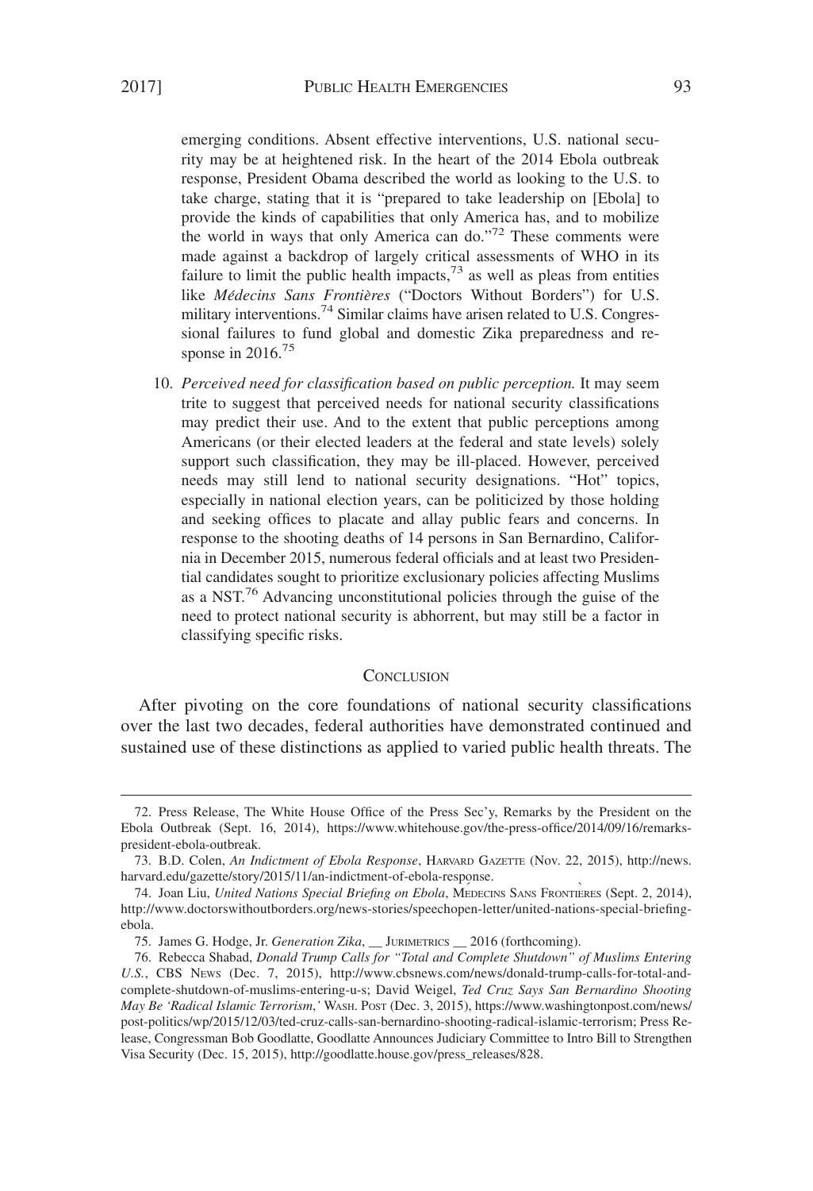emerging conditions. Absent effective interventions, U.S. national security may be at heightened risk. In the heart of the 2014 Ebola outbreak response, President Obama described the world as looking to the U.S. to take charge, stating that it is "prepared to take leadership on [Ebola] to provide the kinds of capabilities that only America has, and to mobilize the world in ways that only America can do."[72] These comments were made against a backdrop of largely critical assessments of WHO in its failure to limit the public health impacts,[73] as well as pleas from entities like *Médecins Sans Frontières* ("Doctors Without Borders") for U.S. military interventions.[74] Similar claims have arisen related to U.S. Congressional failures to fund global and domestic Zika preparedness and response in 2016.[75]

10. *Perceived need for classification based on public perception.* It may seem trite to suggest that perceived needs for national security classifications may predict their use. And to the extent that public perceptions among Americans (or their elected leaders at the federal and state levels) solely support such classification, they may be ill-placed. However, perceived needs may still lend to national security designations. "Hot" topics, especially in national election years, can be politicized by those holding and seeking offices to placate and allay public fears and concerns. In response to the shooting deaths of 14 persons in San Bernardino, California in December 2015, numerous federal officials and at least two Presidential candidates sought to prioritize exclusionary policies affecting Muslims as a NST.[76] Advancing unconstitutional policies through the guise of the need to protect national security is abhorrent, but may still be a factor in classifying specific risks.

## Conclusion

After pivoting on the core foundations of national security classifications over the last two decades, federal authorities have demonstrated continued and sustained use of these distinctions as applied to varied public health threats. The

---

72. Press Release, The White House Office of the Press Sec'y, Remarks by the President on the Ebola Outbreak (Sept. 16, 2014), https://www.whitehouse.gov/the-press-office/2014/09/16/remarks-president-ebola-outbreak.

73. B.D. Colen, *An Indictment of Ebola Response*, Harvard Gazette (Nov. 22, 2015), http://news.harvard.edu/gazette/story/2015/11/an-indictment-of-ebola-response.

74. Joan Liu, *United Nations Special Briefing on Ebola*, Médecins Sans Frontières (Sept. 2, 2014), http://www.doctorswithoutborders.org/news-stories/speechopen-letter/united-nations-special-briefing-ebola.

75. James G. Hodge, Jr. *Generation Zika*, __ Jurimetrics __ 2016 (forthcoming).

76. Rebecca Shabad, *Donald Trump Calls for "Total and Complete Shutdown" of Muslims Entering U.S.*, CBS News (Dec. 7, 2015), http://www.cbsnews.com/news/donald-trump-calls-for-total-and-complete-shutdown-of-muslims-entering-u-s; David Weigel, *Ted Cruz Says San Bernardino Shooting May Be 'Radical Islamic Terrorism,'* Wash. Post (Dec. 3, 2015), https://www.washingtonpost.com/news/post-politics/wp/2015/12/03/ted-cruz-calls-san-bernardino-shooting-radical-islamic-terrorism; Press Release, Congressman Bob Goodlatte, Goodlatte Announces Judiciary Committee to Intro Bill to Strengthen Visa Security (Dec. 15, 2015), http://goodlatte.house.gov/press_releases/828.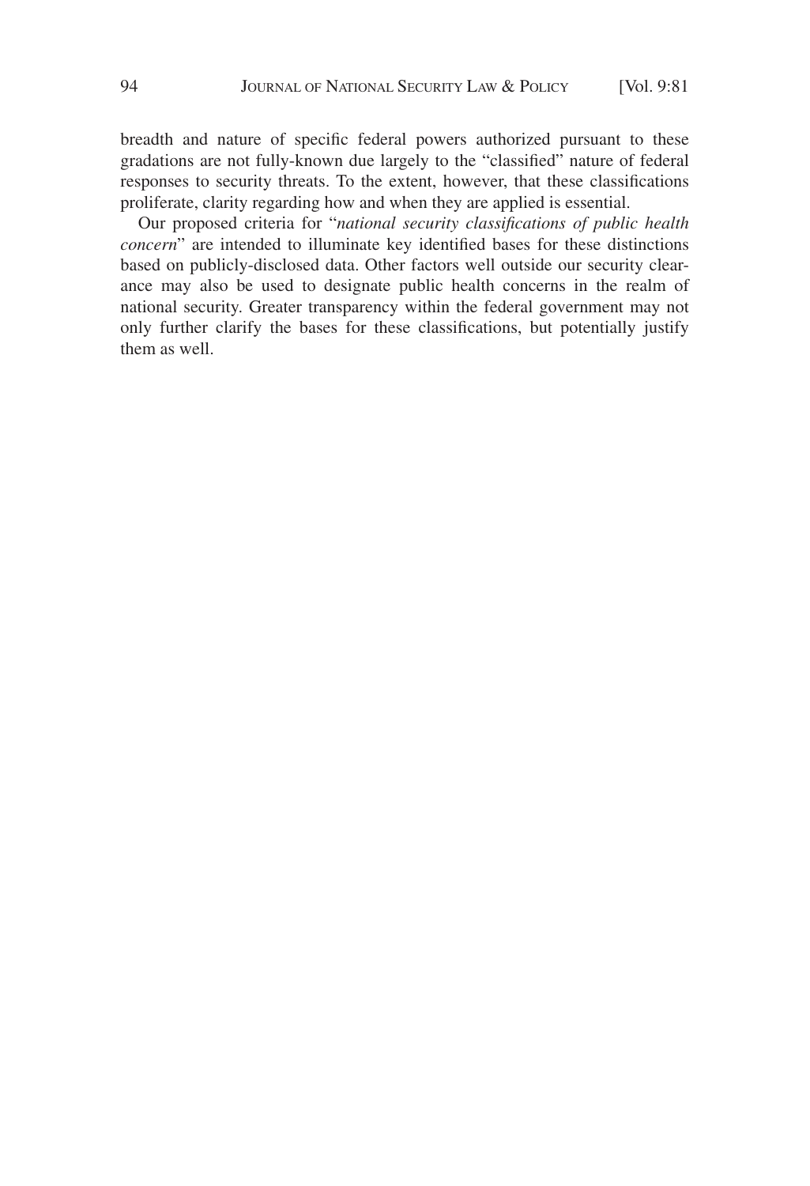breadth and nature of specific federal powers authorized pursuant to these gradations are not fully-known due largely to the "classified" nature of federal responses to security threats. To the extent, however, that these classifications proliferate, clarity regarding how and when they are applied is essential.

Our proposed criteria for "*national security classifications of public health concern*" are intended to illuminate key identified bases for these distinctions based on publicly-disclosed data. Other factors well outside our security clearance may also be used to designate public health concerns in the realm of national security. Greater transparency within the federal government may not only further clarify the bases for these classifications, but potentially justify them as well.